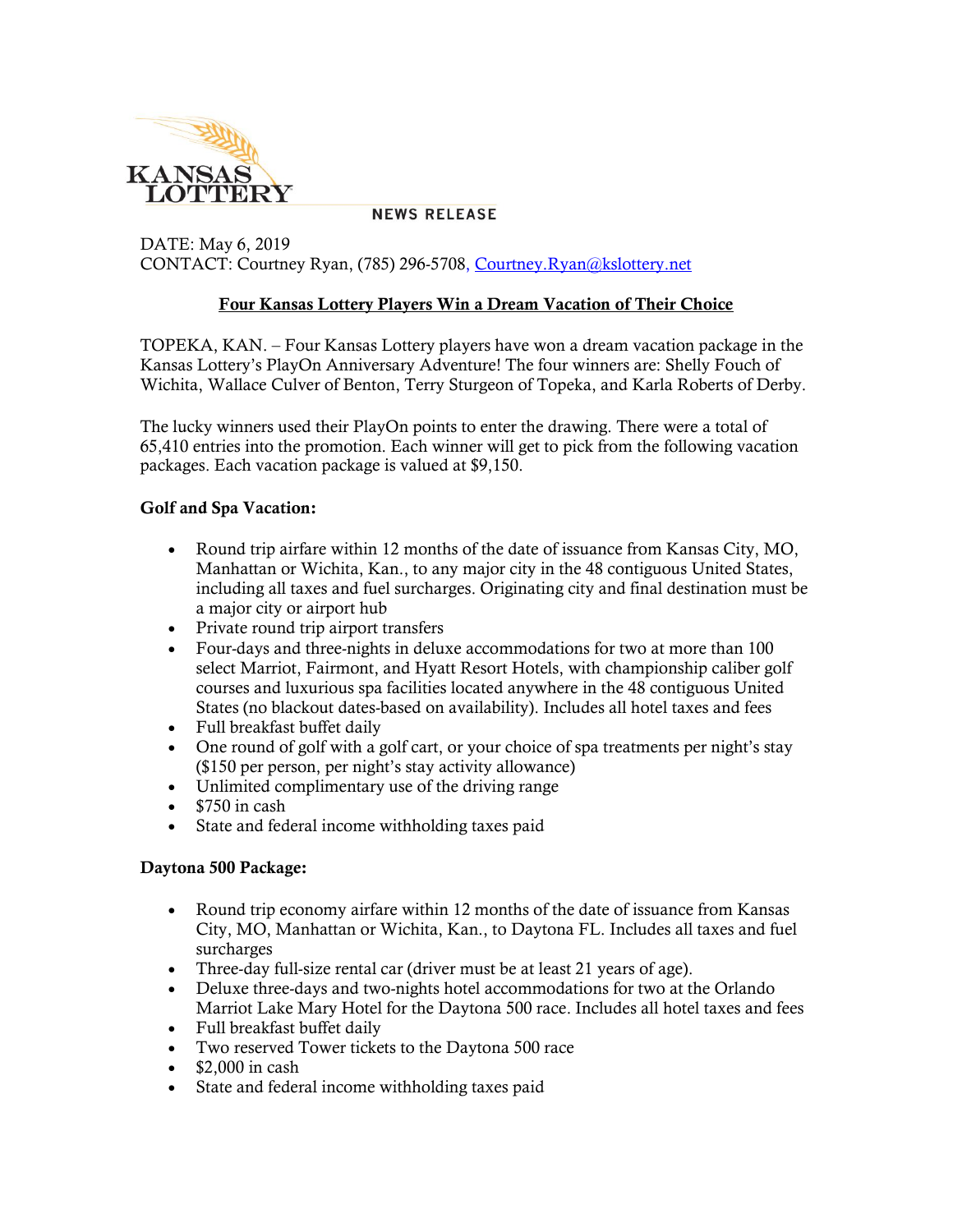KANSAS LOTTERY

NEWS RELEASE

DATE: May 6, 2019
CONTACT: Courtney Ryan, (785) 296-5708, Courtney.Ryan@kslottery.net

## Four Kansas Lottery Players Win a Dream Vacation of Their Choice

TOPEKA, KAN. – Four Kansas Lottery players have won a dream vacation package in the Kansas Lottery's PlayOn Anniversary Adventure! The four winners are: Shelly Fouch of Wichita, Wallace Culver of Benton, Terry Sturgeon of Topeka, and Karla Roberts of Derby.

The lucky winners used their PlayOn points to enter the drawing. There were a total of 65,410 entries into the promotion. Each winner will get to pick from the following vacation packages. Each vacation package is valued at $9,150.

**Golf and Spa Vacation:**

- Round trip airfare within 12 months of the date of issuance from Kansas City, MO, Manhattan or Wichita, Kan., to any major city in the 48 contiguous United States, including all taxes and fuel surcharges. Originating city and final destination must be a major city or airport hub
- Private round trip airport transfers
- Four-days and three-nights in deluxe accommodations for two at more than 100 select Marriot, Fairmont, and Hyatt Resort Hotels, with championship caliber golf courses and luxurious spa facilities located anywhere in the 48 contiguous United States (no blackout dates-based on availability). Includes all hotel taxes and fees
- Full breakfast buffet daily
- One round of golf with a golf cart, or your choice of spa treatments per night's stay ($150 per person, per night's stay activity allowance)
- Unlimited complimentary use of the driving range
- $750 in cash
- State and federal income withholding taxes paid

**Daytona 500 Package:**

- Round trip economy airfare within 12 months of the date of issuance from Kansas City, MO, Manhattan or Wichita, Kan., to Daytona FL. Includes all taxes and fuel surcharges
- Three-day full-size rental car (driver must be at least 21 years of age).
- Deluxe three-days and two-nights hotel accommodations for two at the Orlando Marriot Lake Mary Hotel for the Daytona 500 race. Includes all hotel taxes and fees
- Full breakfast buffet daily
- Two reserved Tower tickets to the Daytona 500 race
- $2,000 in cash
- State and federal income withholding taxes paid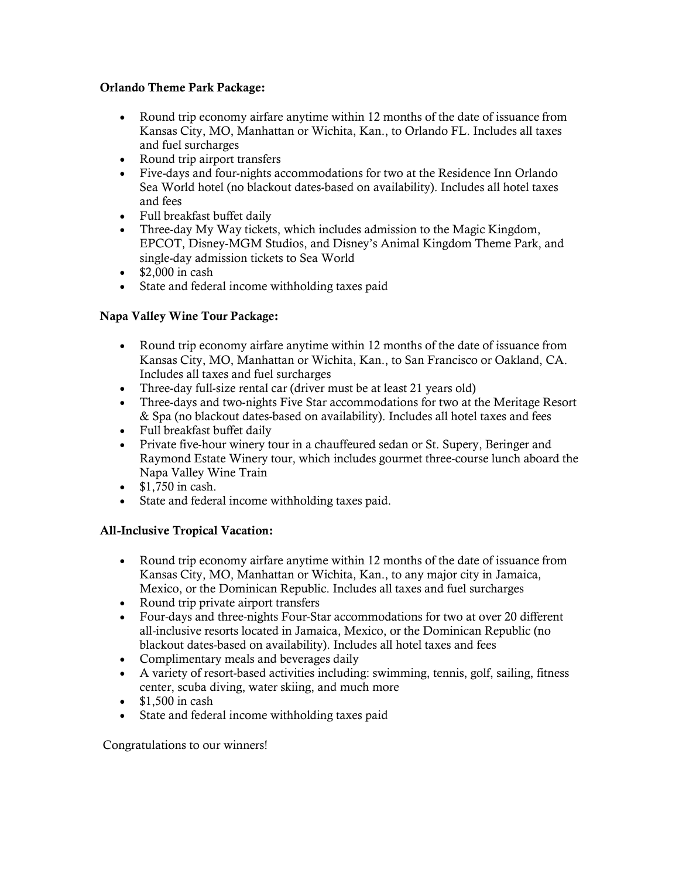**Orlando Theme Park Package:**

- Round trip economy airfare anytime within 12 months of the date of issuance from Kansas City, MO, Manhattan or Wichita, Kan., to Orlando FL. Includes all taxes and fuel surcharges
- Round trip airport transfers
- Five-days and four-nights accommodations for two at the Residence Inn Orlando Sea World hotel (no blackout dates-based on availability). Includes all hotel taxes and fees
- Full breakfast buffet daily
- Three-day My Way tickets, which includes admission to the Magic Kingdom, EPCOT, Disney-MGM Studios, and Disney's Animal Kingdom Theme Park, and single-day admission tickets to Sea World
- $2,000 in cash
- State and federal income withholding taxes paid

**Napa Valley Wine Tour Package:**

- Round trip economy airfare anytime within 12 months of the date of issuance from Kansas City, MO, Manhattan or Wichita, Kan., to San Francisco or Oakland, CA. Includes all taxes and fuel surcharges
- Three-day full-size rental car (driver must be at least 21 years old)
- Three-days and two-nights Five Star accommodations for two at the Meritage Resort & Spa (no blackout dates-based on availability). Includes all hotel taxes and fees
- Full breakfast buffet daily
- Private five-hour winery tour in a chauffeured sedan or St. Supery, Beringer and Raymond Estate Winery tour, which includes gourmet three-course lunch aboard the Napa Valley Wine Train
- $1,750 in cash.
- State and federal income withholding taxes paid.

**All-Inclusive Tropical Vacation:**

- Round trip economy airfare anytime within 12 months of the date of issuance from Kansas City, MO, Manhattan or Wichita, Kan., to any major city in Jamaica, Mexico, or the Dominican Republic. Includes all taxes and fuel surcharges
- Round trip private airport transfers
- Four-days and three-nights Four-Star accommodations for two at over 20 different all-inclusive resorts located in Jamaica, Mexico, or the Dominican Republic (no blackout dates-based on availability). Includes all hotel taxes and fees
- Complimentary meals and beverages daily
- A variety of resort-based activities including: swimming, tennis, golf, sailing, fitness center, scuba diving, water skiing, and much more
- $1,500 in cash
- State and federal income withholding taxes paid

Congratulations to our winners!